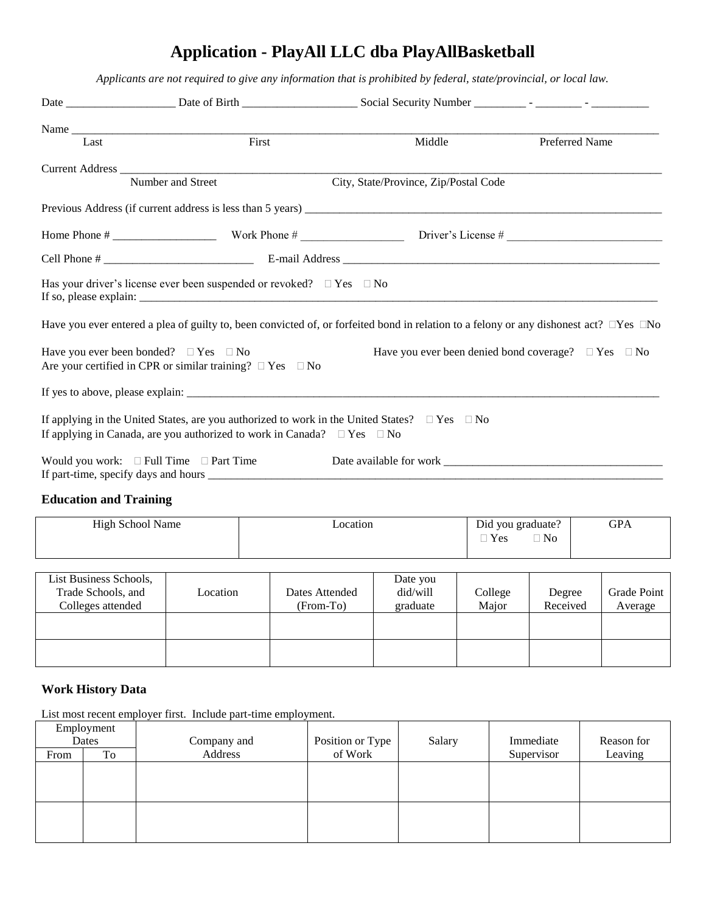# Application - PlayAll LLC dba PlayAllBasketball

*Applicants are not required to give any information that is prohibited by federal, state/provincial, or local law.*

Date ___________________ Date of Birth ____________________ Social Security Number _________ - ________ - __________

Name ______________________________________________________________________________________________
Last First Middle Preferred Name

Current Address ________________________________________________________________________________________
Number and Street City, State/Province, Zip/Postal Code

Previous Address (if current address is less than 5 years) _______________________________________________________________

Home Phone # __________________ Work Phone # __________________ Driver's License # ___________________________

Cell Phone # __________________________ E-mail Address _________________________________________________________

Has your driver's license ever been suspended or revoked? ☐ Yes ☐ No
If so, please explain: _____________________________________________________________________________________________

Have you ever entered a plea of guilty to, been convicted of, or forfeited bond in relation to a felony or any dishonest act? ☐Yes ☐No

Have you ever been bonded? ☐ Yes ☐ No Have you ever been denied bond coverage? ☐ Yes ☐ No
Are your certified in CPR or similar training? ☐ Yes ☐ No

If yes to above, please explain: ______________________________________________________________________________________

If applying in the United States, are you authorized to work in the United States? ☐ Yes ☐ No
If applying in Canada, are you authorized to work in Canada? ☐ Yes ☐ No

Would you work: ☐ Full Time ☐ Part Time Date available for work ______________________________________
If part-time, specify days and hours ___________________________________________________________________________

### Education and Training

| High School Name | Location | Did you graduate? ☐ Yes ☐ No | GPA |
|---|---|---|---|
| | | | |

| List Business Schools, Trade Schools, and Colleges attended | Location | Dates Attended (From-To) | Date you did/will graduate | College Major | Degree Received | Grade Point Average |
|---|---|---|---|---|---|---|
| | | | | | | |
| | | | | | | |

### Work History Data

List most recent employer first. Include part-time employment.

| Employment Dates | | Company and Address | Position or Type of Work | Salary | Immediate Supervisor | Reason for Leaving |
|---|---|---|---|---|---|---|
| From | To | | | | | |
| | | | | | | |
| | | | | | | |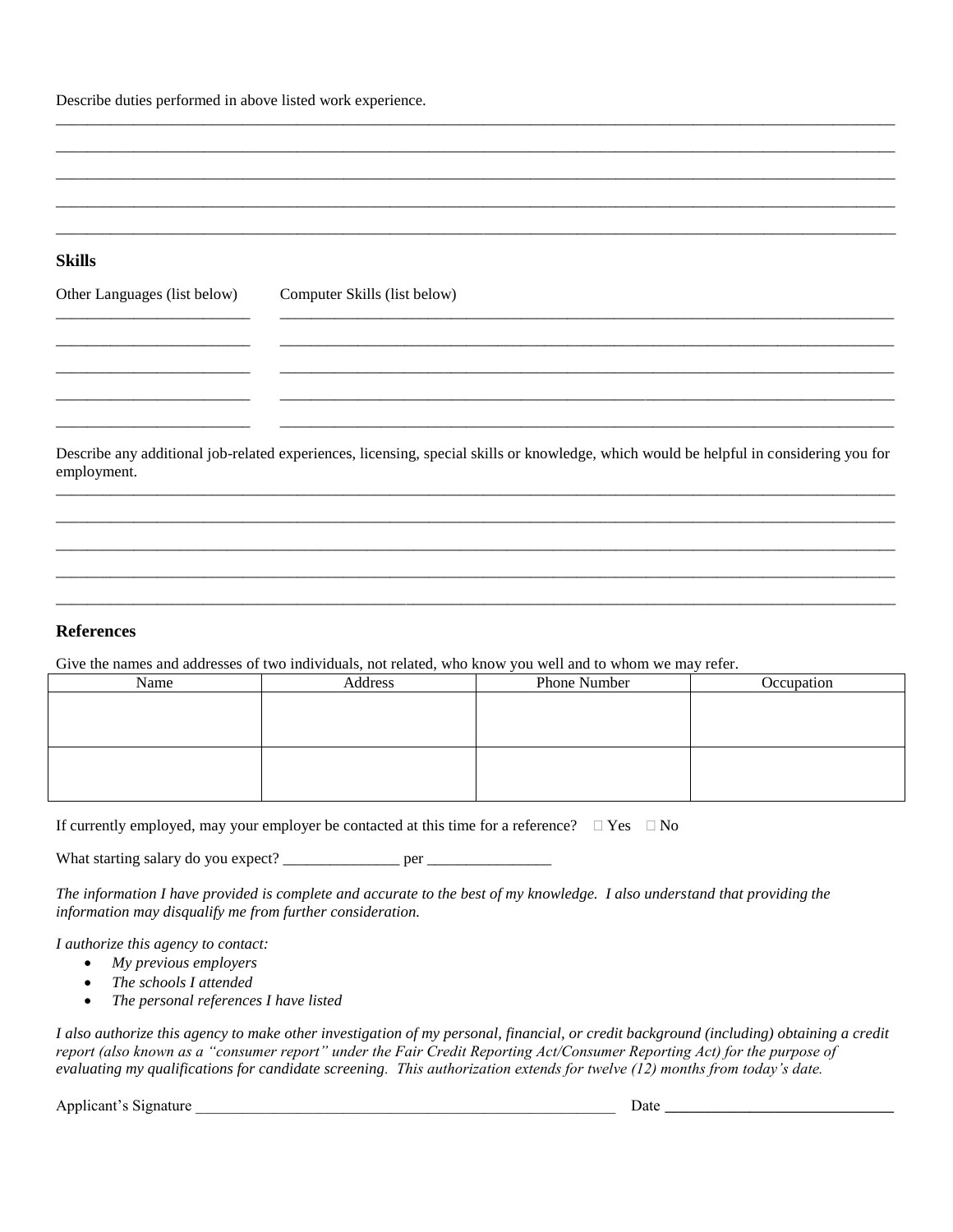Describe duties performed in above listed work experience.

\_\_\_\_\_\_\_\_\_\_\_\_\_\_\_\_\_\_\_\_\_\_\_\_\_\_\_\_\_\_\_\_\_\_\_\_\_\_\_\_\_\_\_\_\_\_\_\_\_\_\_\_\_\_\_\_\_\_\_\_\_\_\_\_\_\_\_\_\_\_\_\_\_\_\_\_\_\_

\_\_\_\_\_\_\_\_\_\_\_\_\_\_\_\_\_\_\_\_\_\_\_\_\_\_\_\_\_\_\_\_\_\_\_\_\_\_\_\_\_\_\_\_\_\_\_\_\_\_\_\_\_\_\_\_\_\_\_\_\_\_\_\_\_\_\_\_\_\_\_\_\_\_\_\_\_\_

\_\_\_\_\_\_\_\_\_\_\_\_\_\_\_\_\_\_\_\_\_\_\_\_\_\_\_\_\_\_\_\_\_\_\_\_\_\_\_\_\_\_\_\_\_\_\_\_\_\_\_\_\_\_\_\_\_\_\_\_\_\_\_\_\_\_\_\_\_\_\_\_\_\_\_\_\_\_

\_\_\_\_\_\_\_\_\_\_\_\_\_\_\_\_\_\_\_\_\_\_\_\_\_\_\_\_\_\_\_\_\_\_\_\_\_\_\_\_\_\_\_\_\_\_\_\_\_\_\_\_\_\_\_\_\_\_\_\_\_\_\_\_\_\_\_\_\_\_\_\_\_\_\_\_\_\_

\_\_\_\_\_\_\_\_\_\_\_\_\_\_\_\_\_\_\_\_\_\_\_\_\_\_\_\_\_\_\_\_\_\_\_\_\_\_\_\_\_\_\_\_\_\_\_\_\_\_\_\_\_\_\_\_\_\_\_\_\_\_\_\_\_\_\_\_\_\_\_\_\_\_\_\_\_\_

### Skills

| Other Languages (list below) | Computer Skills (list below) |
|---|---|
| | |
| | |
| | |
| | |
| | |

Describe any additional job-related experiences, licensing, special skills or knowledge, which would be helpful in considering you for employment.

\_\_\_\_\_\_\_\_\_\_\_\_\_\_\_\_\_\_\_\_\_\_\_\_\_\_\_\_\_\_\_\_\_\_\_\_\_\_\_\_\_\_\_\_\_\_\_\_\_\_\_\_\_\_\_\_\_\_\_\_\_\_\_\_\_\_\_\_\_\_\_\_\_\_\_\_\_\_

\_\_\_\_\_\_\_\_\_\_\_\_\_\_\_\_\_\_\_\_\_\_\_\_\_\_\_\_\_\_\_\_\_\_\_\_\_\_\_\_\_\_\_\_\_\_\_\_\_\_\_\_\_\_\_\_\_\_\_\_\_\_\_\_\_\_\_\_\_\_\_\_\_\_\_\_\_\_

\_\_\_\_\_\_\_\_\_\_\_\_\_\_\_\_\_\_\_\_\_\_\_\_\_\_\_\_\_\_\_\_\_\_\_\_\_\_\_\_\_\_\_\_\_\_\_\_\_\_\_\_\_\_\_\_\_\_\_\_\_\_\_\_\_\_\_\_\_\_\_\_\_\_\_\_\_\_

\_\_\_\_\_\_\_\_\_\_\_\_\_\_\_\_\_\_\_\_\_\_\_\_\_\_\_\_\_\_\_\_\_\_\_\_\_\_\_\_\_\_\_\_\_\_\_\_\_\_\_\_\_\_\_\_\_\_\_\_\_\_\_\_\_\_\_\_\_\_\_\_\_\_\_\_\_\_

\_\_\_\_\_\_\_\_\_\_\_\_\_\_\_\_\_\_\_\_\_\_\_\_\_\_\_\_\_\_\_\_\_\_\_\_\_\_\_\_\_\_\_\_\_\_\_\_\_\_\_\_\_\_\_\_\_\_\_\_\_\_\_\_\_\_\_\_\_\_\_\_\_\_\_\_\_\_

### References

Give the names and addresses of two individuals, not related, who know you well and to whom we may refer.

| Name | Address | Phone Number | Occupation |
|---|---|---|---|
| | | | |
| | | | |

If currently employed, may your employer be contacted at this time for a reference? ☐ Yes ☐ No

What starting salary do you expect? \_\_\_\_\_\_\_\_\_\_\_\_\_\_\_ per \_\_\_\_\_\_\_\_\_\_\_\_\_\_\_\_

*The information I have provided is complete and accurate to the best of my knowledge. I also understand that providing the information may disqualify me from further consideration.*

*I authorize this agency to contact:*

- *My previous employers*
- *The schools I attended*
- *The personal references I have listed*

*I also authorize this agency to make other investigation of my personal, financial, or credit background (including) obtaining a credit report (also known as a "consumer report" under the Fair Credit Reporting Act/Consumer Reporting Act) for the purpose of evaluating my qualifications for candidate screening. This authorization extends for twelve (12) months from today's date.*

Applicant's Signature \_\_\_\_\_\_\_\_\_\_\_\_\_\_\_\_\_\_\_\_\_\_\_\_\_\_\_\_\_\_\_\_\_\_\_\_\_\_\_\_\_\_\_\_\_\_\_\_\_\_\_\_\_\_\_\_ Date \_\_\_\_\_\_\_\_\_\_\_\_\_\_\_\_\_\_\_\_\_\_\_\_\_\_\_\_\_\_